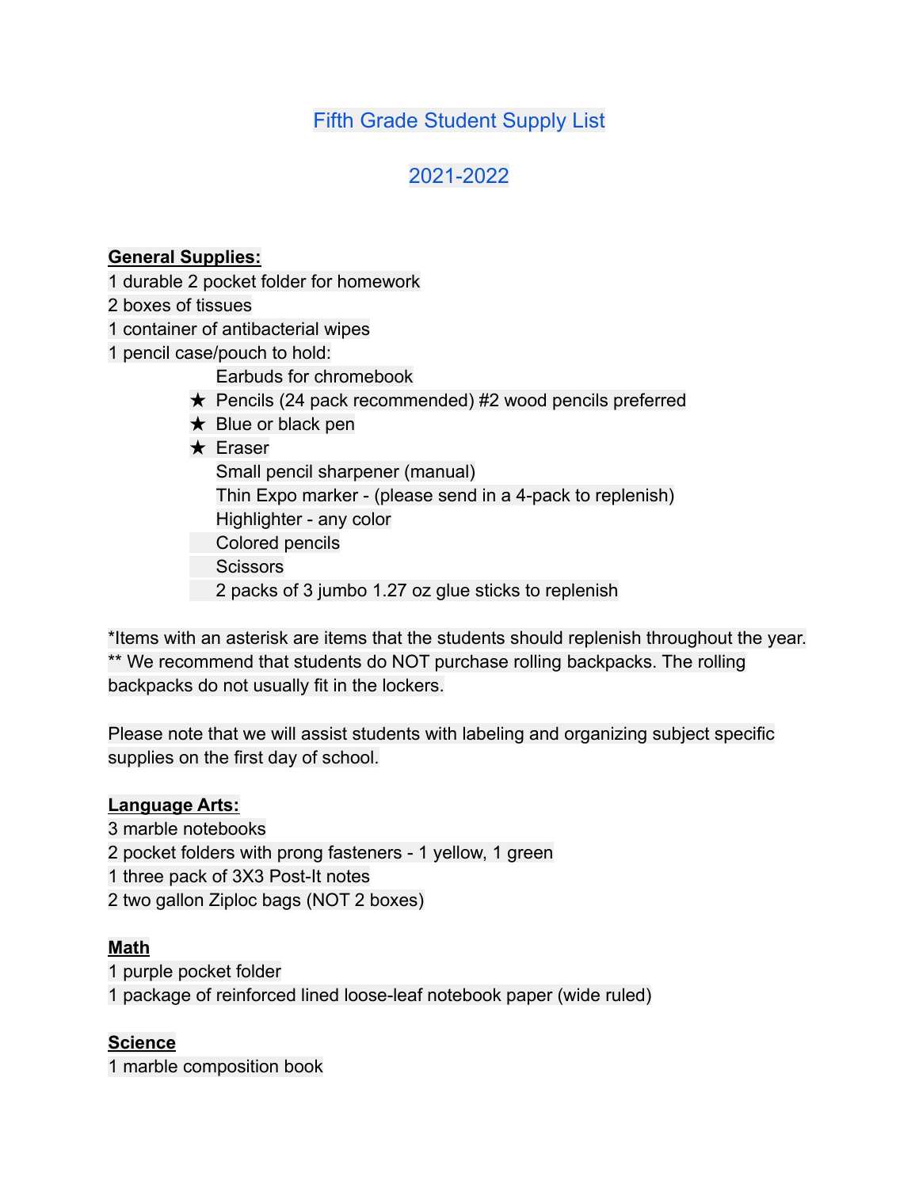# Fifth Grade Student Supply List

## 2021-2022

**General Supplies:**

1 durable 2 pocket folder for homework
2 boxes of tissues
1 container of antibacterial wipes
1 pencil case/pouch to hold:

- Earbuds for chromebook
- ★ Pencils (24 pack recommended) #2 wood pencils preferred
- ★ Blue or black pen
- ★ Eraser
- Small pencil sharpener (manual)
- Thin Expo marker - (please send in a 4-pack to replenish)
- Highlighter - any color
- Colored pencils
- Scissors
- 2 packs of 3 jumbo 1.27 oz glue sticks to replenish

*Items with an asterisk are items that the students should replenish throughout the year.
** We recommend that students do NOT purchase rolling backpacks. The rolling backpacks do not usually fit in the lockers.

Please note that we will assist students with labeling and organizing subject specific supplies on the first day of school.

**Language Arts:**

3 marble notebooks
2 pocket folders with prong fasteners - 1 yellow, 1 green
1 three pack of 3X3 Post-It notes
2 two gallon Ziploc bags (NOT 2 boxes)

**Math**

1 purple pocket folder
1 package of reinforced lined loose-leaf notebook paper (wide ruled)

**Science**

1 marble composition book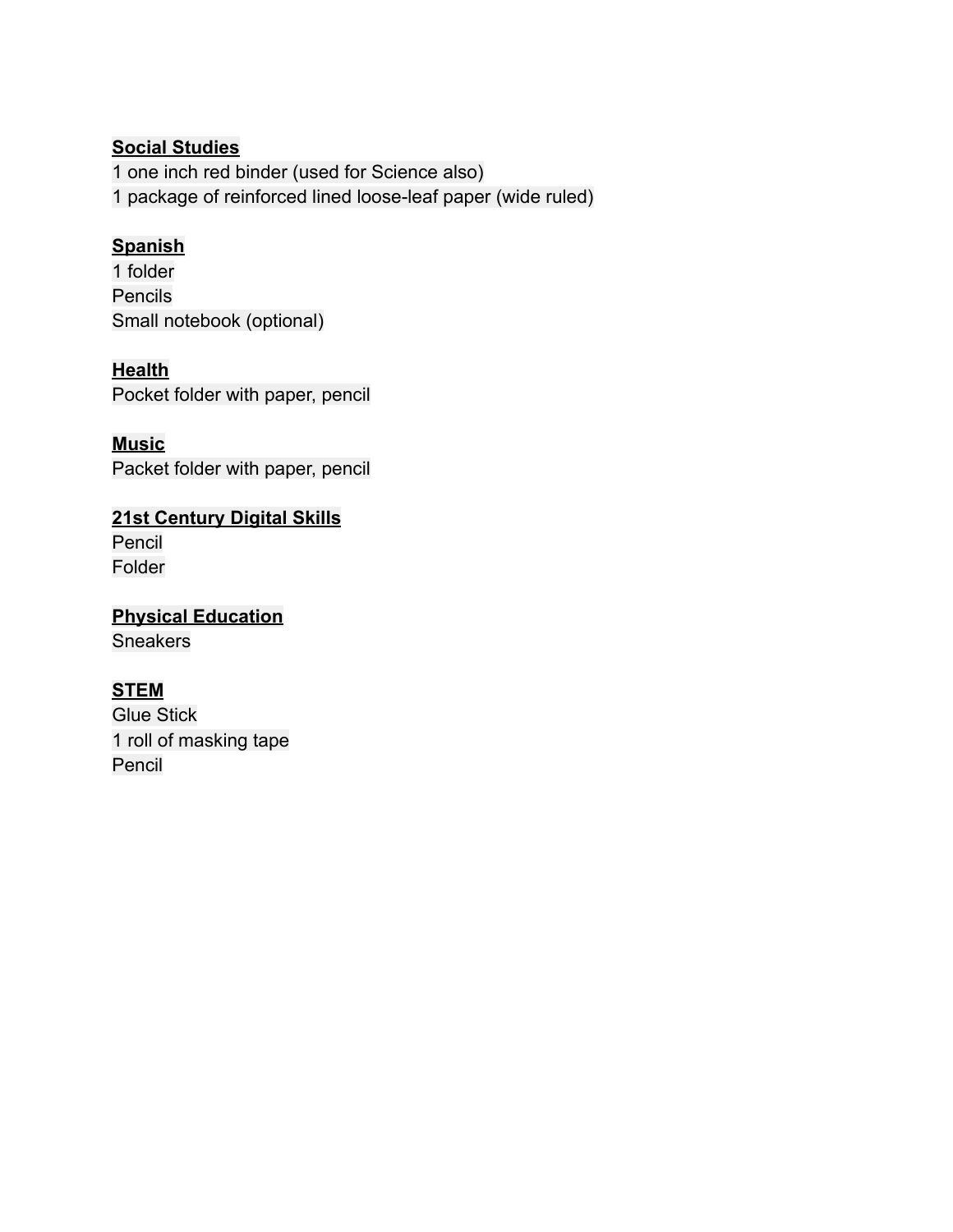**Social Studies**
1 one inch red binder (used for Science also)
1 package of reinforced lined loose-leaf paper (wide ruled)

**Spanish**
1 folder
Pencils
Small notebook (optional)

**Health**
Pocket folder with paper, pencil

**Music**
Packet folder with paper, pencil

**21st Century Digital Skills**
Pencil
Folder

**Physical Education**
Sneakers

**STEM**
Glue Stick
1 roll of masking tape
Pencil